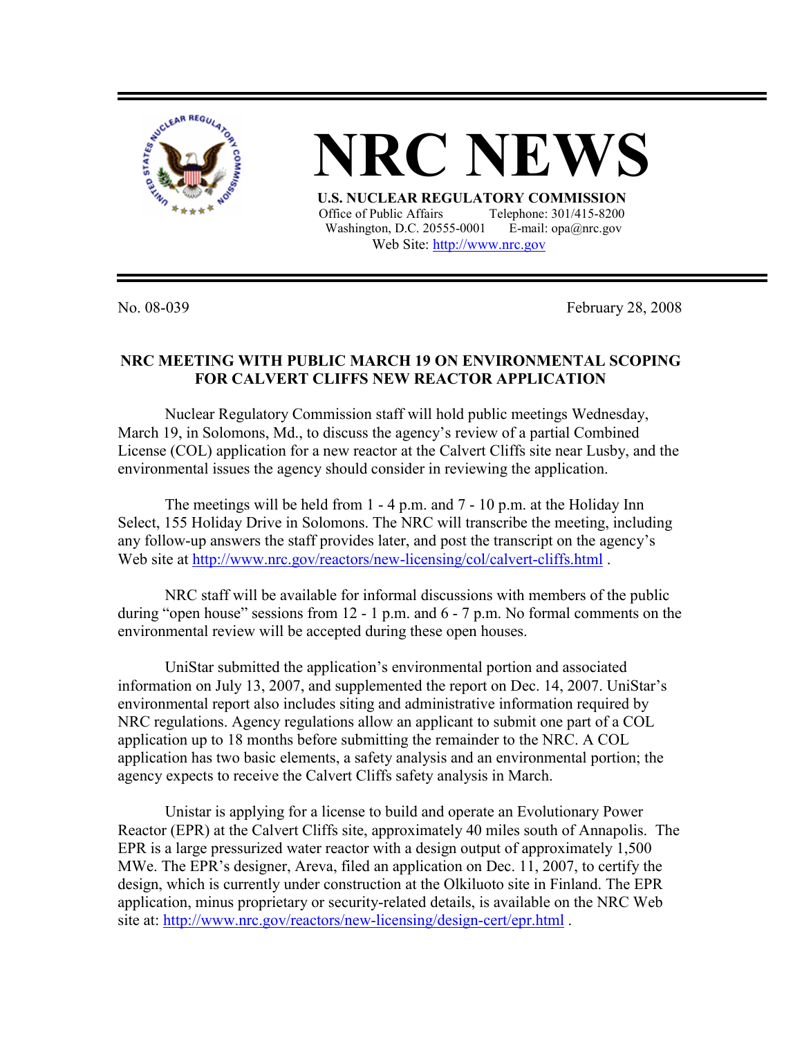# NRC NEWS

**U.S. NUCLEAR REGULATORY COMMISSION**

Office of Public Affairs Telephone: 301/415-8200
Washington, D.C. 20555-0001 E-mail: opa@nrc.gov
Web Site: http://www.nrc.gov

No. 08-039 February 28, 2008

## NRC MEETING WITH PUBLIC MARCH 19 ON ENVIRONMENTAL SCOPING FOR CALVERT CLIFFS NEW REACTOR APPLICATION

Nuclear Regulatory Commission staff will hold public meetings Wednesday, March 19, in Solomons, Md., to discuss the agency's review of a partial Combined License (COL) application for a new reactor at the Calvert Cliffs site near Lusby, and the environmental issues the agency should consider in reviewing the application.

The meetings will be held from 1 - 4 p.m. and 7 - 10 p.m. at the Holiday Inn Select, 155 Holiday Drive in Solomons. The NRC will transcribe the meeting, including any follow-up answers the staff provides later, and post the transcript on the agency's Web site at http://www.nrc.gov/reactors/new-licensing/col/calvert-cliffs.html .

NRC staff will be available for informal discussions with members of the public during "open house" sessions from 12 - 1 p.m. and 6 - 7 p.m. No formal comments on the environmental review will be accepted during these open houses.

UniStar submitted the application's environmental portion and associated information on July 13, 2007, and supplemented the report on Dec. 14, 2007. UniStar's environmental report also includes siting and administrative information required by NRC regulations. Agency regulations allow an applicant to submit one part of a COL application up to 18 months before submitting the remainder to the NRC. A COL application has two basic elements, a safety analysis and an environmental portion; the agency expects to receive the Calvert Cliffs safety analysis in March.

Unistar is applying for a license to build and operate an Evolutionary Power Reactor (EPR) at the Calvert Cliffs site, approximately 40 miles south of Annapolis. The EPR is a large pressurized water reactor with a design output of approximately 1,500 MWe. The EPR's designer, Areva, filed an application on Dec. 11, 2007, to certify the design, which is currently under construction at the Olkiluoto site in Finland. The EPR application, minus proprietary or security-related details, is available on the NRC Web site at: http://www.nrc.gov/reactors/new-licensing/design-cert/epr.html .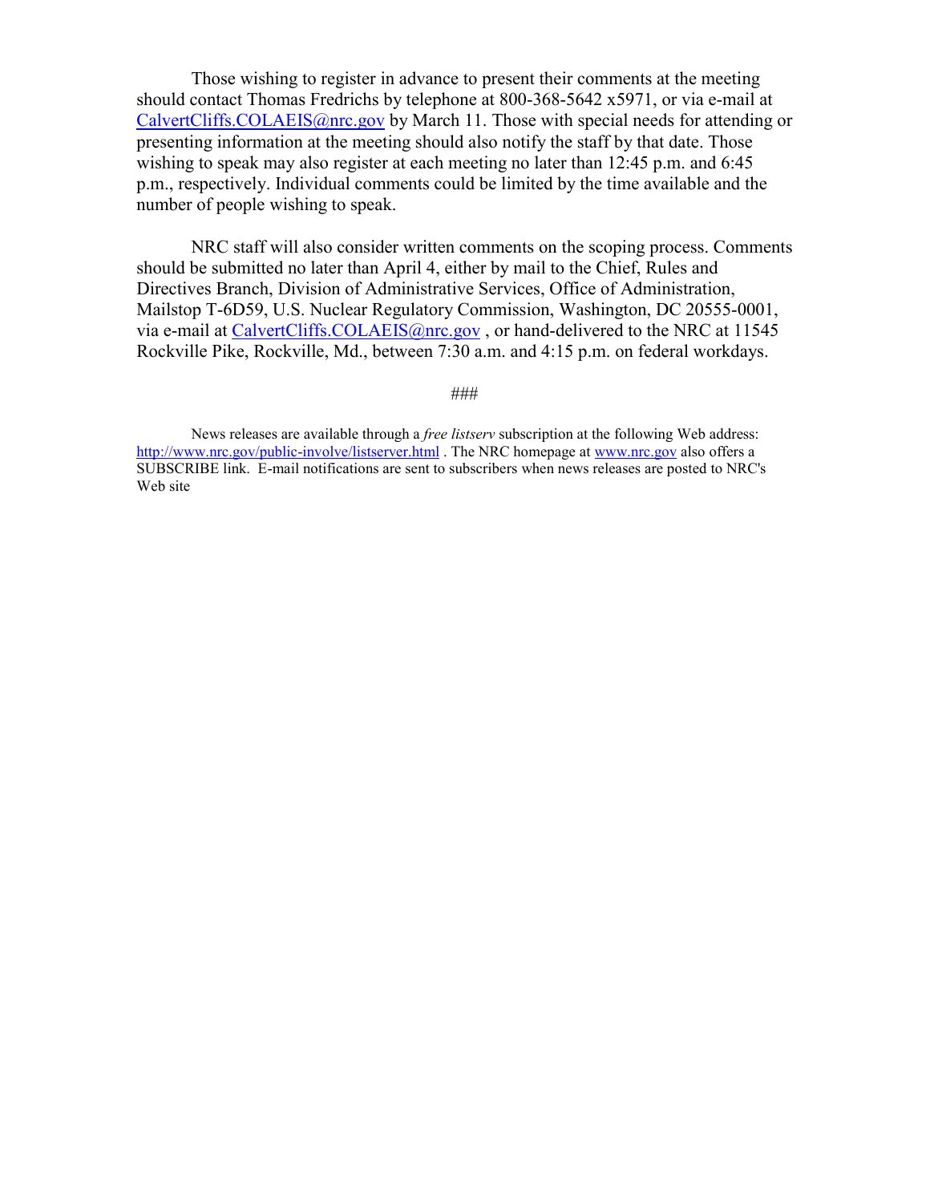Those wishing to register in advance to present their comments at the meeting should contact Thomas Fredrichs by telephone at 800-368-5642 x5971, or via e-mail at CalvertCliffs.COLAEIS@nrc.gov by March 11. Those with special needs for attending or presenting information at the meeting should also notify the staff by that date. Those wishing to speak may also register at each meeting no later than 12:45 p.m. and 6:45 p.m., respectively. Individual comments could be limited by the time available and the number of people wishing to speak.

NRC staff will also consider written comments on the scoping process. Comments should be submitted no later than April 4, either by mail to the Chief, Rules and Directives Branch, Division of Administrative Services, Office of Administration, Mailstop T-6D59, U.S. Nuclear Regulatory Commission, Washington, DC 20555-0001, via e-mail at CalvertCliffs.COLAEIS@nrc.gov , or hand-delivered to the NRC at 11545 Rockville Pike, Rockville, Md., between 7:30 a.m. and 4:15 p.m. on federal workdays.

###

News releases are available through a *free listserv* subscription at the following Web address: http://www.nrc.gov/public-involve/listserver.html . The NRC homepage at www.nrc.gov also offers a SUBSCRIBE link. E-mail notifications are sent to subscribers when news releases are posted to NRC's Web site